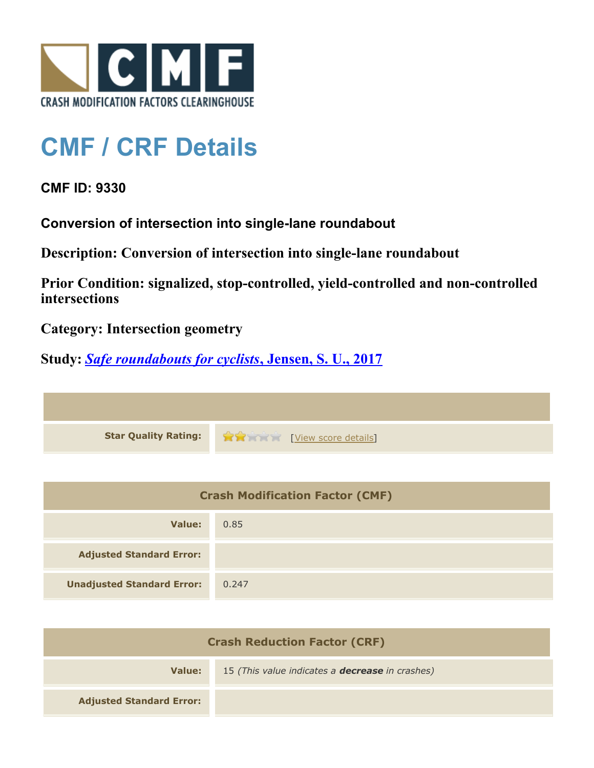CRASH MODIFICATION FACTORS CLEARINGHOUSE

# CMF / CRF Details

**CMF ID: 9330**

**Conversion of intersection into single-lane roundabout**

**Description: Conversion of intersection into single-lane roundabout**

**Prior Condition: signalized, stop-controlled, yield-controlled and non-controlled intersections**

**Category: Intersection geometry**

**Study: *Safe roundabouts for cyclists*, Jensen, S. U., 2017**

| | |
|---|---|
| **Star Quality Rating:** | [View score details] |

| Crash Modification Factor (CMF) | |
|---|---|
| **Value:** | 0.85 |
| **Adjusted Standard Error:** | |
| **Unadjusted Standard Error:** | 0.247 |

| Crash Reduction Factor (CRF) | |
|---|---|
| **Value:** | 15 *(This value indicates a **decrease** in crashes)* |
| **Adjusted Standard Error:** | |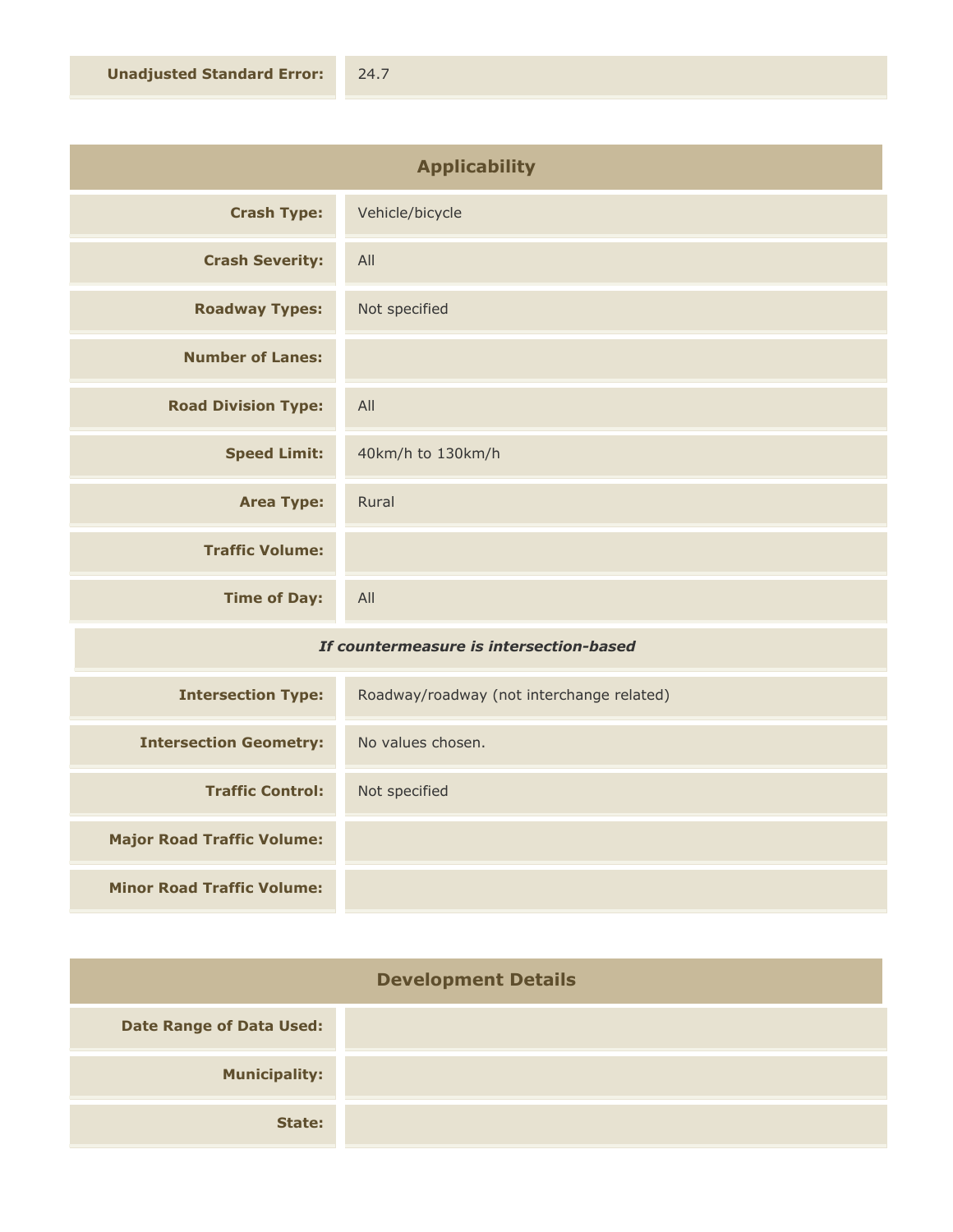| | |
|---|---|
| **Unadjusted Standard Error:** | 24.7 |

## Applicability

| | |
|---|---|
| **Crash Type:** | Vehicle/bicycle |
| **Crash Severity:** | All |
| **Roadway Types:** | Not specified |
| **Number of Lanes:** | |
| **Road Division Type:** | All |
| **Speed Limit:** | 40km/h to 130km/h |
| **Area Type:** | Rural |
| **Traffic Volume:** | |
| **Time of Day:** | All |

*If countermeasure is intersection-based*

| | |
|---|---|
| **Intersection Type:** | Roadway/roadway (not interchange related) |
| **Intersection Geometry:** | No values chosen. |
| **Traffic Control:** | Not specified |
| **Major Road Traffic Volume:** | |
| **Minor Road Traffic Volume:** | |

## Development Details

| | |
|---|---|
| **Date Range of Data Used:** | |
| **Municipality:** | |
| **State:** | |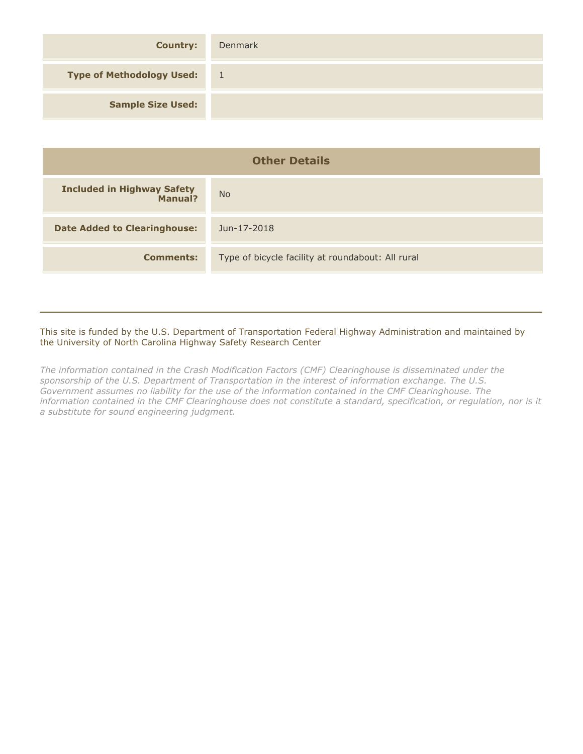| | |
|---|---|
| **Country:** | Denmark |
| **Type of Methodology Used:** | 1 |
| **Sample Size Used:** | |

## Other Details

| | |
|---|---|
| **Included in Highway Safety Manual?** | No |
| **Date Added to Clearinghouse:** | Jun-17-2018 |
| **Comments:** | Type of bicycle facility at roundabout: All rural |

---

This site is funded by the U.S. Department of Transportation Federal Highway Administration and maintained by the University of North Carolina Highway Safety Research Center

*The information contained in the Crash Modification Factors (CMF) Clearinghouse is disseminated under the sponsorship of the U.S. Department of Transportation in the interest of information exchange. The U.S. Government assumes no liability for the use of the information contained in the CMF Clearinghouse. The information contained in the CMF Clearinghouse does not constitute a standard, specification, or regulation, nor is it a substitute for sound engineering judgment.*